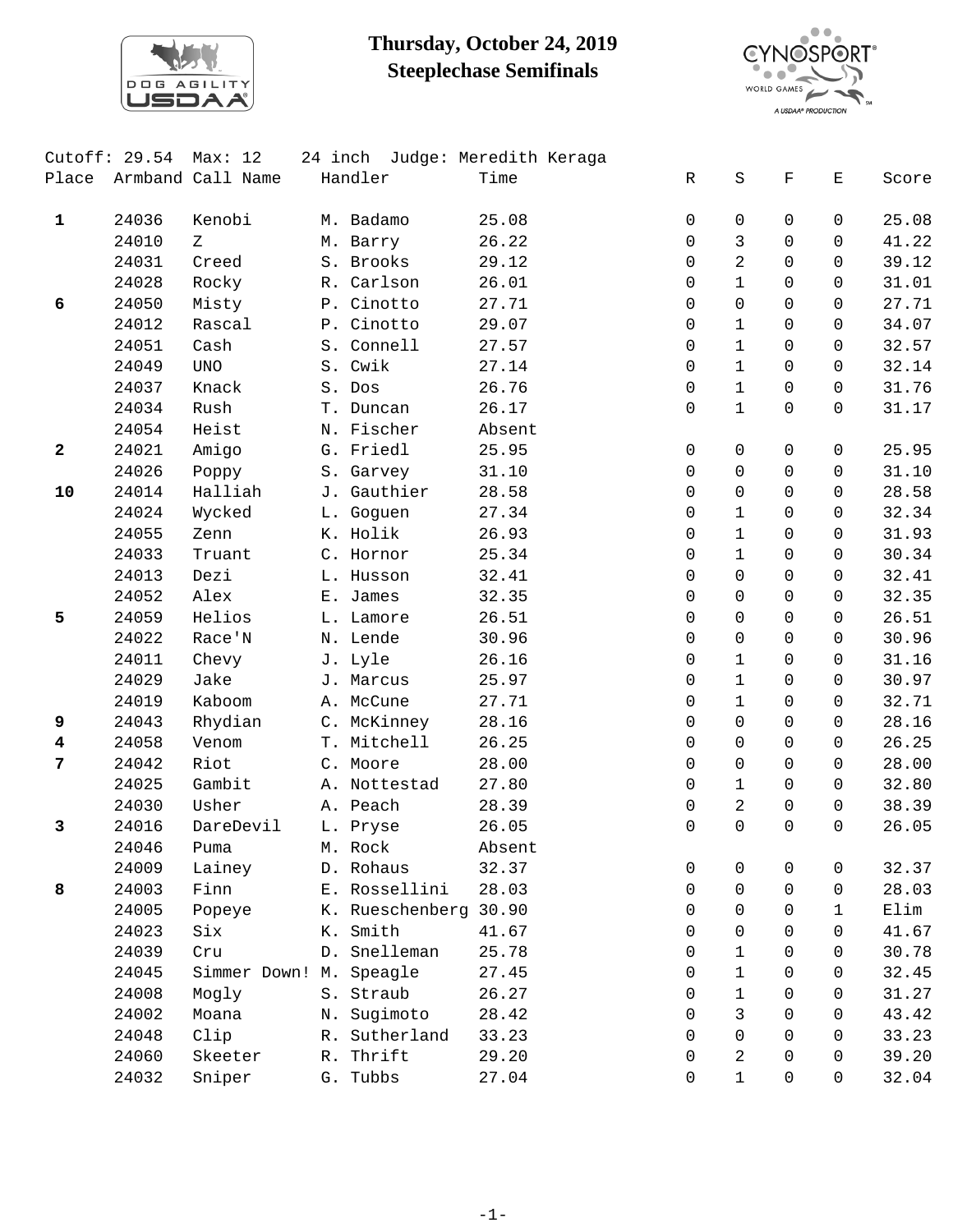# Thursday, October 24, 2019
## Steeplechase Semifinals

Cutoff: 29.54 Max: 12 24 inch Judge: Meredith Keraga

| Place | Armband | Call Name | Handler | Time | R | S | F | E | Score |
|---|---|---|---|---|---|---|---|---|---|
| **1** | 24036 | Kenobi | M. Badamo | 25.08 | 0 | 0 | 0 | 0 | 25.08 |
| | 24010 | Z | M. Barry | 26.22 | 0 | 3 | 0 | 0 | 41.22 |
| | 24031 | Creed | S. Brooks | 29.12 | 0 | 2 | 0 | 0 | 39.12 |
| | 24028 | Rocky | R. Carlson | 26.01 | 0 | 1 | 0 | 0 | 31.01 |
| **6** | 24050 | Misty | P. Cinotto | 27.71 | 0 | 0 | 0 | 0 | 27.71 |
| | 24012 | Rascal | P. Cinotto | 29.07 | 0 | 1 | 0 | 0 | 34.07 |
| | 24051 | Cash | S. Connell | 27.57 | 0 | 1 | 0 | 0 | 32.57 |
| | 24049 | UNO | S. Cwik | 27.14 | 0 | 1 | 0 | 0 | 32.14 |
| | 24037 | Knack | S. Dos | 26.76 | 0 | 1 | 0 | 0 | 31.76 |
| | 24034 | Rush | T. Duncan | 26.17 | 0 | 1 | 0 | 0 | 31.17 |
| | 24054 | Heist | N. Fischer | Absent | | | | | |
| **2** | 24021 | Amigo | G. Friedl | 25.95 | 0 | 0 | 0 | 0 | 25.95 |
| | 24026 | Poppy | S. Garvey | 31.10 | 0 | 0 | 0 | 0 | 31.10 |
| **10** | 24014 | Halliah | J. Gauthier | 28.58 | 0 | 0 | 0 | 0 | 28.58 |
| | 24024 | Wycked | L. Goguen | 27.34 | 0 | 1 | 0 | 0 | 32.34 |
| | 24055 | Zenn | K. Holik | 26.93 | 0 | 1 | 0 | 0 | 31.93 |
| | 24033 | Truant | C. Hornor | 25.34 | 0 | 1 | 0 | 0 | 30.34 |
| | 24013 | Dezi | L. Husson | 32.41 | 0 | 0 | 0 | 0 | 32.41 |
| | 24052 | Alex | E. James | 32.35 | 0 | 0 | 0 | 0 | 32.35 |
| **5** | 24059 | Helios | L. Lamore | 26.51 | 0 | 0 | 0 | 0 | 26.51 |
| | 24022 | Race'N | N. Lende | 30.96 | 0 | 0 | 0 | 0 | 30.96 |
| | 24011 | Chevy | J. Lyle | 26.16 | 0 | 1 | 0 | 0 | 31.16 |
| | 24029 | Jake | J. Marcus | 25.97 | 0 | 1 | 0 | 0 | 30.97 |
| | 24019 | Kaboom | A. McCune | 27.71 | 0 | 1 | 0 | 0 | 32.71 |
| **9** | 24043 | Rhydian | C. McKinney | 28.16 | 0 | 0 | 0 | 0 | 28.16 |
| **4** | 24058 | Venom | T. Mitchell | 26.25 | 0 | 0 | 0 | 0 | 26.25 |
| **7** | 24042 | Riot | C. Moore | 28.00 | 0 | 0 | 0 | 0 | 28.00 |
| | 24025 | Gambit | A. Nottestad | 27.80 | 0 | 1 | 0 | 0 | 32.80 |
| | 24030 | Usher | A. Peach | 28.39 | 0 | 2 | 0 | 0 | 38.39 |
| **3** | 24016 | DareDevil | L. Pryse | 26.05 | 0 | 0 | 0 | 0 | 26.05 |
| | 24046 | Puma | M. Rock | Absent | | | | | |
| | 24009 | Lainey | D. Rohaus | 32.37 | 0 | 0 | 0 | 0 | 32.37 |
| **8** | 24003 | Finn | E. Rossellini | 28.03 | 0 | 0 | 0 | 0 | 28.03 |
| | 24005 | Popeye | K. Rueschenberg | 30.90 | 0 | 0 | 0 | 1 | Elim |
| | 24023 | Six | K. Smith | 41.67 | 0 | 0 | 0 | 0 | 41.67 |
| | 24039 | Cru | D. Snelleman | 25.78 | 0 | 1 | 0 | 0 | 30.78 |
| | 24045 | Simmer Down! | M. Speagle | 27.45 | 0 | 1 | 0 | 0 | 32.45 |
| | 24008 | Mogly | S. Straub | 26.27 | 0 | 1 | 0 | 0 | 31.27 |
| | 24002 | Moana | N. Sugimoto | 28.42 | 0 | 3 | 0 | 0 | 43.42 |
| | 24048 | Clip | R. Sutherland | 33.23 | 0 | 0 | 0 | 0 | 33.23 |
| | 24060 | Skeeter | R. Thrift | 29.20 | 0 | 2 | 0 | 0 | 39.20 |
| | 24032 | Sniper | G. Tubbs | 27.04 | 0 | 1 | 0 | 0 | 32.04 |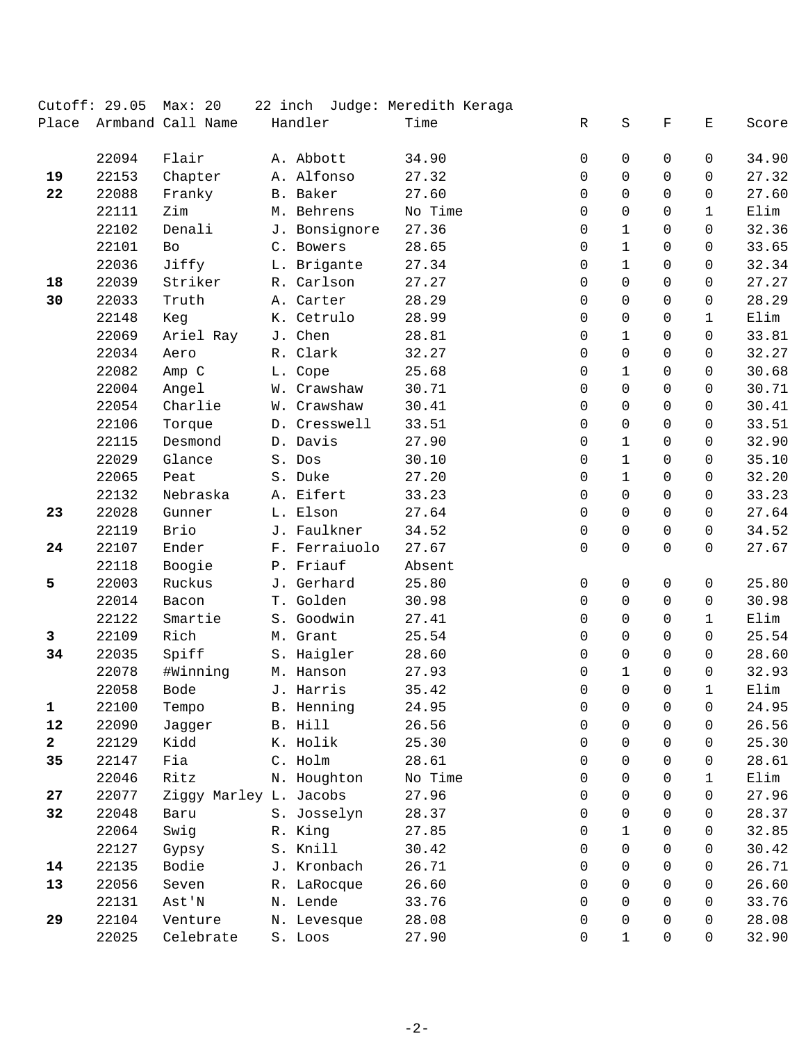Cutoff: 29.05 Max: 20 22 inch Judge: Meredith Keraga

| Place | Armband | Call Name | Handler | Time | R | S | F | E | Score |
|---|---|---|---|---|---|---|---|---|---|
| | 22094 | Flair | A. Abbott | 34.90 | 0 | 0 | 0 | 0 | 34.90 |
| **19** | 22153 | Chapter | A. Alfonso | 27.32 | 0 | 0 | 0 | 0 | 27.32 |
| **22** | 22088 | Franky | B. Baker | 27.60 | 0 | 0 | 0 | 0 | 27.60 |
| | 22111 | Zim | M. Behrens | No Time | 0 | 0 | 0 | 1 | Elim |
| | 22102 | Denali | J. Bonsignore | 27.36 | 0 | 1 | 0 | 0 | 32.36 |
| | 22101 | Bo | C. Bowers | 28.65 | 0 | 1 | 0 | 0 | 33.65 |
| | 22036 | Jiffy | L. Brigante | 27.34 | 0 | 1 | 0 | 0 | 32.34 |
| **18** | 22039 | Striker | R. Carlson | 27.27 | 0 | 0 | 0 | 0 | 27.27 |
| **30** | 22033 | Truth | A. Carter | 28.29 | 0 | 0 | 0 | 0 | 28.29 |
| | 22148 | Keg | K. Cetrulo | 28.99 | 0 | 0 | 0 | 1 | Elim |
| | 22069 | Ariel Ray | J. Chen | 28.81 | 0 | 1 | 0 | 0 | 33.81 |
| | 22034 | Aero | R. Clark | 32.27 | 0 | 0 | 0 | 0 | 32.27 |
| | 22082 | Amp C | L. Cope | 25.68 | 0 | 1 | 0 | 0 | 30.68 |
| | 22004 | Angel | W. Crawshaw | 30.71 | 0 | 0 | 0 | 0 | 30.71 |
| | 22054 | Charlie | W. Crawshaw | 30.41 | 0 | 0 | 0 | 0 | 30.41 |
| | 22106 | Torque | D. Cresswell | 33.51 | 0 | 0 | 0 | 0 | 33.51 |
| | 22115 | Desmond | D. Davis | 27.90 | 0 | 1 | 0 | 0 | 32.90 |
| | 22029 | Glance | S. Dos | 30.10 | 0 | 1 | 0 | 0 | 35.10 |
| | 22065 | Peat | S. Duke | 27.20 | 0 | 1 | 0 | 0 | 32.20 |
| | 22132 | Nebraska | A. Eifert | 33.23 | 0 | 0 | 0 | 0 | 33.23 |
| **23** | 22028 | Gunner | L. Elson | 27.64 | 0 | 0 | 0 | 0 | 27.64 |
| | 22119 | Brio | J. Faulkner | 34.52 | 0 | 0 | 0 | 0 | 34.52 |
| **24** | 22107 | Ender | F. Ferraiuolo | 27.67 | 0 | 0 | 0 | 0 | 27.67 |
| | 22118 | Boogie | P. Friauf | Absent | | | | | |
| **5** | 22003 | Ruckus | J. Gerhard | 25.80 | 0 | 0 | 0 | 0 | 25.80 |
| | 22014 | Bacon | T. Golden | 30.98 | 0 | 0 | 0 | 0 | 30.98 |
| | 22122 | Smartie | S. Goodwin | 27.41 | 0 | 0 | 0 | 1 | Elim |
| **3** | 22109 | Rich | M. Grant | 25.54 | 0 | 0 | 0 | 0 | 25.54 |
| **34** | 22035 | Spiff | S. Haigler | 28.60 | 0 | 0 | 0 | 0 | 28.60 |
| | 22078 | #Winning | M. Hanson | 27.93 | 0 | 1 | 0 | 0 | 32.93 |
| | 22058 | Bode | J. Harris | 35.42 | 0 | 0 | 0 | 1 | Elim |
| **1** | 22100 | Tempo | B. Henning | 24.95 | 0 | 0 | 0 | 0 | 24.95 |
| **12** | 22090 | Jagger | B. Hill | 26.56 | 0 | 0 | 0 | 0 | 26.56 |
| **2** | 22129 | Kidd | K. Holik | 25.30 | 0 | 0 | 0 | 0 | 25.30 |
| **35** | 22147 | Fia | C. Holm | 28.61 | 0 | 0 | 0 | 0 | 28.61 |
| | 22046 | Ritz | N. Houghton | No Time | 0 | 0 | 0 | 1 | Elim |
| **27** | 22077 | Ziggy Marley | L. Jacobs | 27.96 | 0 | 0 | 0 | 0 | 27.96 |
| **32** | 22048 | Baru | S. Josselyn | 28.37 | 0 | 0 | 0 | 0 | 28.37 |
| | 22064 | Swig | R. King | 27.85 | 0 | 1 | 0 | 0 | 32.85 |
| | 22127 | Gypsy | S. Knill | 30.42 | 0 | 0 | 0 | 0 | 30.42 |
| **14** | 22135 | Bodie | J. Kronbach | 26.71 | 0 | 0 | 0 | 0 | 26.71 |
| **13** | 22056 | Seven | R. LaRocque | 26.60 | 0 | 0 | 0 | 0 | 26.60 |
| | 22131 | Ast'N | N. Lende | 33.76 | 0 | 0 | 0 | 0 | 33.76 |
| **29** | 22104 | Venture | N. Levesque | 28.08 | 0 | 0 | 0 | 0 | 28.08 |
| | 22025 | Celebrate | S. Loos | 27.90 | 0 | 1 | 0 | 0 | 32.90 |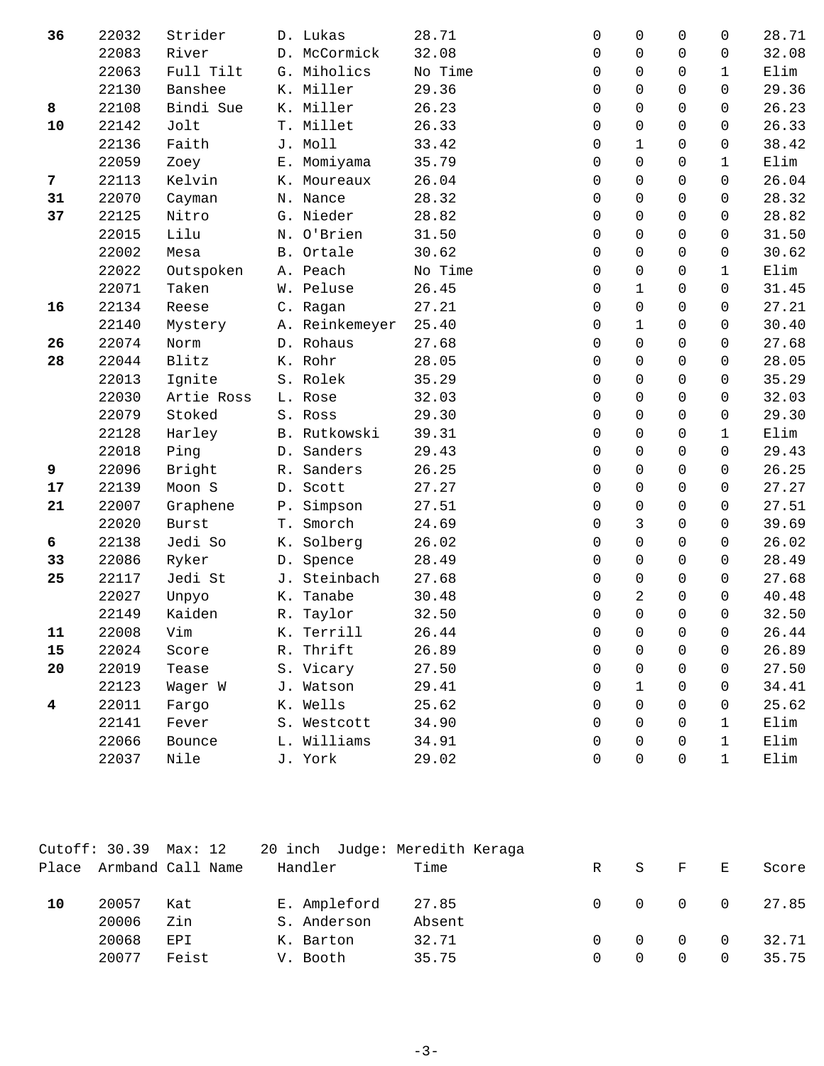| Place | Armband | Call Name | Handler | Time | R | S | F | E | Score |
|---|---|---|---|---|---|---|---|---|---|
| **36** | 22032 | Strider | D. Lukas | 28.71 | 0 | 0 | 0 | 0 | 28.71 |
| | 22083 | River | D. McCormick | 32.08 | 0 | 0 | 0 | 0 | 32.08 |
| | 22063 | Full Tilt | G. Miholics | No Time | 0 | 0 | 0 | 1 | Elim |
| | 22130 | Banshee | K. Miller | 29.36 | 0 | 0 | 0 | 0 | 29.36 |
| **8** | 22108 | Bindi Sue | K. Miller | 26.23 | 0 | 0 | 0 | 0 | 26.23 |
| **10** | 22142 | Jolt | T. Millet | 26.33 | 0 | 0 | 0 | 0 | 26.33 |
| | 22136 | Faith | J. Moll | 33.42 | 0 | 1 | 0 | 0 | 38.42 |
| | 22059 | Zoey | E. Momiyama | 35.79 | 0 | 0 | 0 | 1 | Elim |
| **7** | 22113 | Kelvin | K. Moureaux | 26.04 | 0 | 0 | 0 | 0 | 26.04 |
| **31** | 22070 | Cayman | N. Nance | 28.32 | 0 | 0 | 0 | 0 | 28.32 |
| **37** | 22125 | Nitro | G. Nieder | 28.82 | 0 | 0 | 0 | 0 | 28.82 |
| | 22015 | Lilu | N. O'Brien | 31.50 | 0 | 0 | 0 | 0 | 31.50 |
| | 22002 | Mesa | B. Ortale | 30.62 | 0 | 0 | 0 | 0 | 30.62 |
| | 22022 | Outspoken | A. Peach | No Time | 0 | 0 | 0 | 1 | Elim |
| | 22071 | Taken | W. Peluse | 26.45 | 0 | 1 | 0 | 0 | 31.45 |
| **16** | 22134 | Reese | C. Ragan | 27.21 | 0 | 0 | 0 | 0 | 27.21 |
| | 22140 | Mystery | A. Reinkemeyer | 25.40 | 0 | 1 | 0 | 0 | 30.40 |
| **26** | 22074 | Norm | D. Rohaus | 27.68 | 0 | 0 | 0 | 0 | 27.68 |
| **28** | 22044 | Blitz | K. Rohr | 28.05 | 0 | 0 | 0 | 0 | 28.05 |
| | 22013 | Ignite | S. Rolek | 35.29 | 0 | 0 | 0 | 0 | 35.29 |
| | 22030 | Artie Ross | L. Rose | 32.03 | 0 | 0 | 0 | 0 | 32.03 |
| | 22079 | Stoked | S. Ross | 29.30 | 0 | 0 | 0 | 0 | 29.30 |
| | 22128 | Harley | B. Rutkowski | 39.31 | 0 | 0 | 0 | 1 | Elim |
| | 22018 | Ping | D. Sanders | 29.43 | 0 | 0 | 0 | 0 | 29.43 |
| **9** | 22096 | Bright | R. Sanders | 26.25 | 0 | 0 | 0 | 0 | 26.25 |
| **17** | 22139 | Moon S | D. Scott | 27.27 | 0 | 0 | 0 | 0 | 27.27 |
| **21** | 22007 | Graphene | P. Simpson | 27.51 | 0 | 0 | 0 | 0 | 27.51 |
| | 22020 | Burst | T. Smorch | 24.69 | 0 | 3 | 0 | 0 | 39.69 |
| **6** | 22138 | Jedi So | K. Solberg | 26.02 | 0 | 0 | 0 | 0 | 26.02 |
| **33** | 22086 | Ryker | D. Spence | 28.49 | 0 | 0 | 0 | 0 | 28.49 |
| **25** | 22117 | Jedi St | J. Steinbach | 27.68 | 0 | 0 | 0 | 0 | 27.68 |
| | 22027 | Unpyo | K. Tanabe | 30.48 | 0 | 2 | 0 | 0 | 40.48 |
| | 22149 | Kaiden | R. Taylor | 32.50 | 0 | 0 | 0 | 0 | 32.50 |
| **11** | 22008 | Vim | K. Terrill | 26.44 | 0 | 0 | 0 | 0 | 26.44 |
| **15** | 22024 | Score | R. Thrift | 26.89 | 0 | 0 | 0 | 0 | 26.89 |
| **20** | 22019 | Tease | S. Vicary | 27.50 | 0 | 0 | 0 | 0 | 27.50 |
| | 22123 | Wager W | J. Watson | 29.41 | 0 | 1 | 0 | 0 | 34.41 |
| **4** | 22011 | Fargo | K. Wells | 25.62 | 0 | 0 | 0 | 0 | 25.62 |
| | 22141 | Fever | S. Westcott | 34.90 | 0 | 0 | 0 | 1 | Elim |
| | 22066 | Bounce | L. Williams | 34.91 | 0 | 0 | 0 | 1 | Elim |
| | 22037 | Nile | J. York | 29.02 | 0 | 0 | 0 | 1 | Elim |

Cutoff: 30.39 Max: 12 20 inch Judge: Meredith Keraga

| Place | Armband | Call Name | Handler | Time | R | S | F | E | Score |
|---|---|---|---|---|---|---|---|---|---|
| **10** | 20057 | Kat | E. Ampleford | 27.85 | 0 | 0 | 0 | 0 | 27.85 |
| | 20006 | Zin | S. Anderson | Absent | | | | | |
| | 20068 | EPI | K. Barton | 32.71 | 0 | 0 | 0 | 0 | 32.71 |
| | 20077 | Feist | V. Booth | 35.75 | 0 | 0 | 0 | 0 | 35.75 |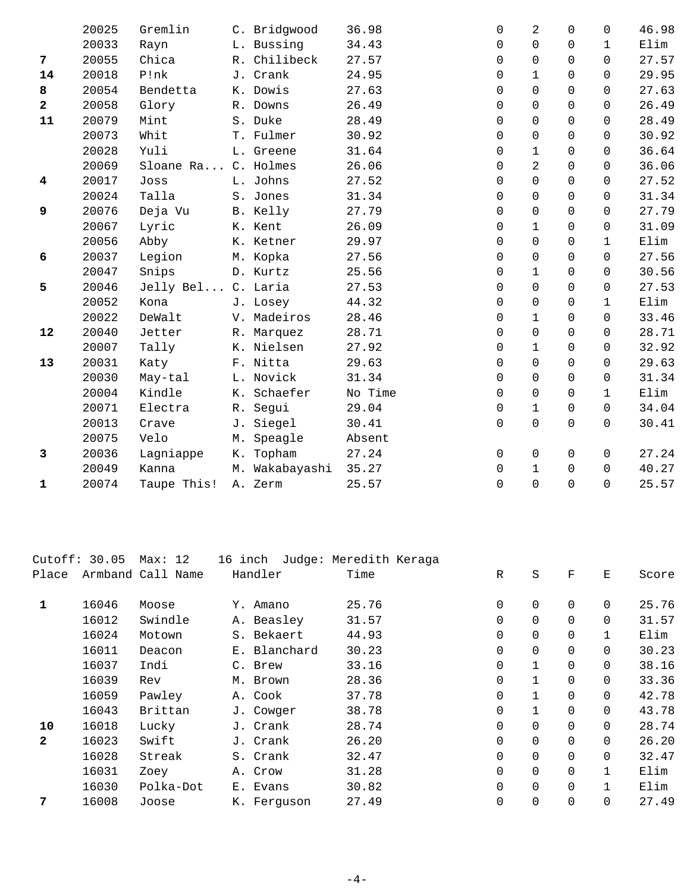| Place | Armband | Call Name | Handler | Time | R | S | F | E | Score |
|---|---|---|---|---|---|---|---|---|---|
| | 20025 | Gremlin | C. Bridgwood | 36.98 | 0 | 2 | 0 | 0 | 46.98 |
| | 20033 | Rayn | L. Bussing | 34.43 | 0 | 0 | 0 | 1 | Elim |
| **7** | 20055 | Chica | R. Chilibeck | 27.57 | 0 | 0 | 0 | 0 | 27.57 |
| **14** | 20018 | P!nk | J. Crank | 24.95 | 0 | 1 | 0 | 0 | 29.95 |
| **8** | 20054 | Bendetta | K. Dowis | 27.63 | 0 | 0 | 0 | 0 | 27.63 |
| **2** | 20058 | Glory | R. Downs | 26.49 | 0 | 0 | 0 | 0 | 26.49 |
| **11** | 20079 | Mint | S. Duke | 28.49 | 0 | 0 | 0 | 0 | 28.49 |
| | 20073 | Whit | T. Fulmer | 30.92 | 0 | 0 | 0 | 0 | 30.92 |
| | 20028 | Yuli | L. Greene | 31.64 | 0 | 1 | 0 | 0 | 36.64 |
| | 20069 | Sloane Ra... | C. Holmes | 26.06 | 0 | 2 | 0 | 0 | 36.06 |
| **4** | 20017 | Joss | L. Johns | 27.52 | 0 | 0 | 0 | 0 | 27.52 |
| | 20024 | Talla | S. Jones | 31.34 | 0 | 0 | 0 | 0 | 31.34 |
| **9** | 20076 | Deja Vu | B. Kelly | 27.79 | 0 | 0 | 0 | 0 | 27.79 |
| | 20067 | Lyric | K. Kent | 26.09 | 0 | 1 | 0 | 0 | 31.09 |
| | 20056 | Abby | K. Ketner | 29.97 | 0 | 0 | 0 | 1 | Elim |
| **6** | 20037 | Legion | M. Kopka | 27.56 | 0 | 0 | 0 | 0 | 27.56 |
| | 20047 | Snips | D. Kurtz | 25.56 | 0 | 1 | 0 | 0 | 30.56 |
| **5** | 20046 | Jelly Bel... | C. Laria | 27.53 | 0 | 0 | 0 | 0 | 27.53 |
| | 20052 | Kona | J. Losey | 44.32 | 0 | 0 | 0 | 1 | Elim |
| | 20022 | DeWalt | V. Madeiros | 28.46 | 0 | 1 | 0 | 0 | 33.46 |
| **12** | 20040 | Jetter | R. Marquez | 28.71 | 0 | 0 | 0 | 0 | 28.71 |
| | 20007 | Tally | K. Nielsen | 27.92 | 0 | 1 | 0 | 0 | 32.92 |
| **13** | 20031 | Katy | F. Nitta | 29.63 | 0 | 0 | 0 | 0 | 29.63 |
| | 20030 | May-tal | L. Novick | 31.34 | 0 | 0 | 0 | 0 | 31.34 |
| | 20004 | Kindle | K. Schaefer | No Time | 0 | 0 | 0 | 1 | Elim |
| | 20071 | Electra | R. Segui | 29.04 | 0 | 1 | 0 | 0 | 34.04 |
| | 20013 | Crave | J. Siegel | 30.41 | 0 | 0 | 0 | 0 | 30.41 |
| | 20075 | Velo | M. Speagle | Absent | | | | | |
| **3** | 20036 | Lagniappe | K. Topham | 27.24 | 0 | 0 | 0 | 0 | 27.24 |
| | 20049 | Kanna | M. Wakabayashi | 35.27 | 0 | 1 | 0 | 0 | 40.27 |
| **1** | 20074 | Taupe This! | A. Zerm | 25.57 | 0 | 0 | 0 | 0 | 25.57 |

Cutoff: 30.05 Max: 12 16 inch Judge: Meredith Keraga

| Place | Armband | Call Name | Handler | Time | R | S | F | E | Score |
|---|---|---|---|---|---|---|---|---|---|
| **1** | 16046 | Moose | Y. Amano | 25.76 | 0 | 0 | 0 | 0 | 25.76 |
| | 16012 | Swindle | A. Beasley | 31.57 | 0 | 0 | 0 | 0 | 31.57 |
| | 16024 | Motown | S. Bekaert | 44.93 | 0 | 0 | 0 | 1 | Elim |
| | 16011 | Deacon | E. Blanchard | 30.23 | 0 | 0 | 0 | 0 | 30.23 |
| | 16037 | Indi | C. Brew | 33.16 | 0 | 1 | 0 | 0 | 38.16 |
| | 16039 | Rev | M. Brown | 28.36 | 0 | 1 | 0 | 0 | 33.36 |
| | 16059 | Pawley | A. Cook | 37.78 | 0 | 1 | 0 | 0 | 42.78 |
| | 16043 | Brittan | J. Cowger | 38.78 | 0 | 1 | 0 | 0 | 43.78 |
| **10** | 16018 | Lucky | J. Crank | 28.74 | 0 | 0 | 0 | 0 | 28.74 |
| **2** | 16023 | Swift | J. Crank | 26.20 | 0 | 0 | 0 | 0 | 26.20 |
| | 16028 | Streak | S. Crank | 32.47 | 0 | 0 | 0 | 0 | 32.47 |
| | 16031 | Zoey | A. Crow | 31.28 | 0 | 0 | 0 | 1 | Elim |
| | 16030 | Polka-Dot | E. Evans | 30.82 | 0 | 0 | 0 | 1 | Elim |
| **7** | 16008 | Joose | K. Ferguson | 27.49 | 0 | 0 | 0 | 0 | 27.49 |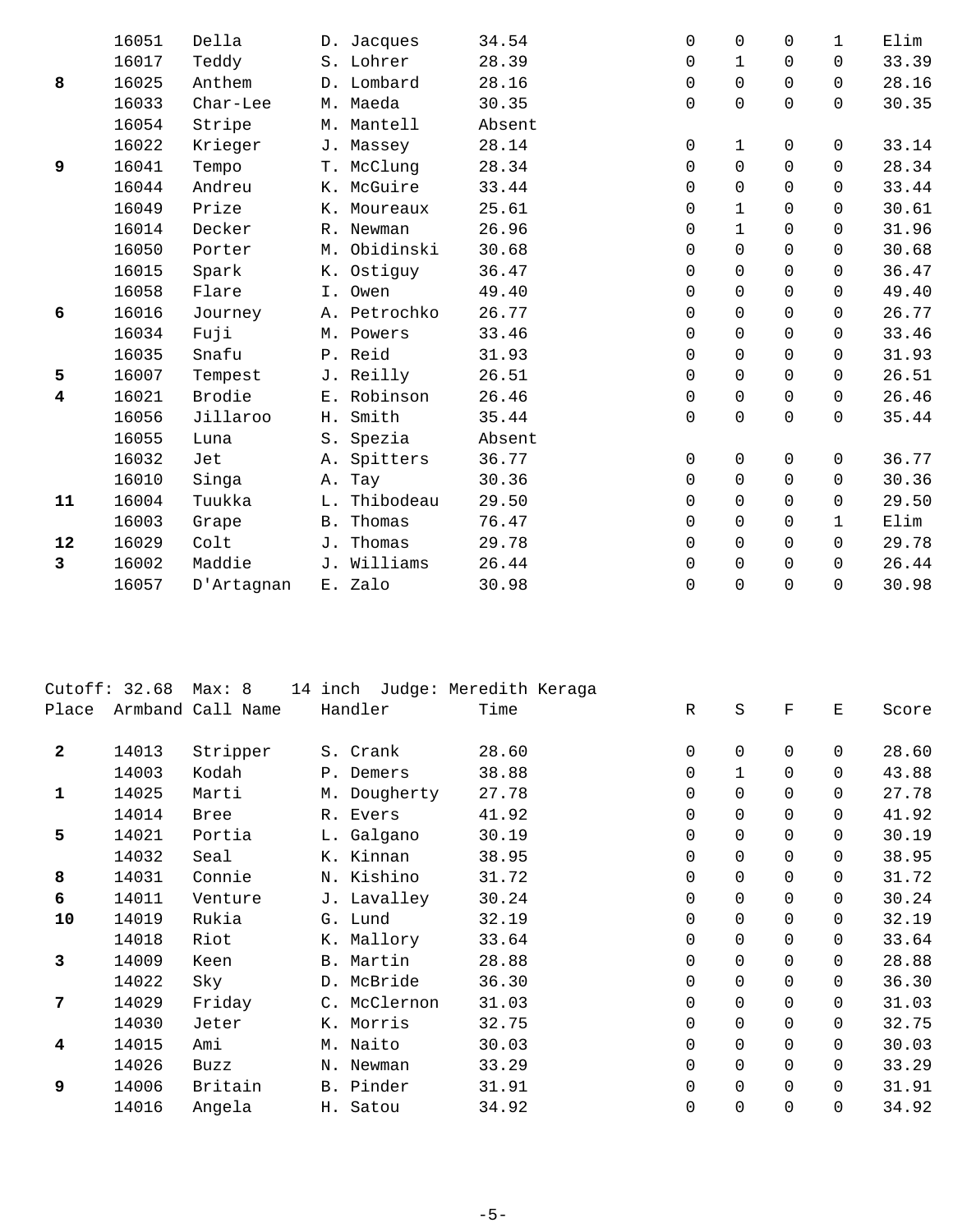| Place | Armband | Call Name | Handler | Time | R | S | F | E | Score |
|---|---|---|---|---|---|---|---|---|---|
| | 16051 | Della | D. Jacques | 34.54 | 0 | 0 | 0 | 1 | Elim |
| | 16017 | Teddy | S. Lohrer | 28.39 | 0 | 1 | 0 | 0 | 33.39 |
| **8** | 16025 | Anthem | D. Lombard | 28.16 | 0 | 0 | 0 | 0 | 28.16 |
| | 16033 | Char-Lee | M. Maeda | 30.35 | 0 | 0 | 0 | 0 | 30.35 |
| | 16054 | Stripe | M. Mantell | Absent | | | | | |
| | 16022 | Krieger | J. Massey | 28.14 | 0 | 1 | 0 | 0 | 33.14 |
| **9** | 16041 | Tempo | T. McClung | 28.34 | 0 | 0 | 0 | 0 | 28.34 |
| | 16044 | Andreu | K. McGuire | 33.44 | 0 | 0 | 0 | 0 | 33.44 |
| | 16049 | Prize | K. Moureaux | 25.61 | 0 | 1 | 0 | 0 | 30.61 |
| | 16014 | Decker | R. Newman | 26.96 | 0 | 1 | 0 | 0 | 31.96 |
| | 16050 | Porter | M. Obidinski | 30.68 | 0 | 0 | 0 | 0 | 30.68 |
| | 16015 | Spark | K. Ostiguy | 36.47 | 0 | 0 | 0 | 0 | 36.47 |
| | 16058 | Flare | I. Owen | 49.40 | 0 | 0 | 0 | 0 | 49.40 |
| **6** | 16016 | Journey | A. Petrochko | 26.77 | 0 | 0 | 0 | 0 | 26.77 |
| | 16034 | Fuji | M. Powers | 33.46 | 0 | 0 | 0 | 0 | 33.46 |
| | 16035 | Snafu | P. Reid | 31.93 | 0 | 0 | 0 | 0 | 31.93 |
| **5** | 16007 | Tempest | J. Reilly | 26.51 | 0 | 0 | 0 | 0 | 26.51 |
| **4** | 16021 | Brodie | E. Robinson | 26.46 | 0 | 0 | 0 | 0 | 26.46 |
| | 16056 | Jillaroo | H. Smith | 35.44 | 0 | 0 | 0 | 0 | 35.44 |
| | 16055 | Luna | S. Spezia | Absent | | | | | |
| | 16032 | Jet | A. Spitters | 36.77 | 0 | 0 | 0 | 0 | 36.77 |
| | 16010 | Singa | A. Tay | 30.36 | 0 | 0 | 0 | 0 | 30.36 |
| **11** | 16004 | Tuukka | L. Thibodeau | 29.50 | 0 | 0 | 0 | 0 | 29.50 |
| | 16003 | Grape | B. Thomas | 76.47 | 0 | 0 | 0 | 1 | Elim |
| **12** | 16029 | Colt | J. Thomas | 29.78 | 0 | 0 | 0 | 0 | 29.78 |
| **3** | 16002 | Maddie | J. Williams | 26.44 | 0 | 0 | 0 | 0 | 26.44 |
| | 16057 | D'Artagnan | E. Zalo | 30.98 | 0 | 0 | 0 | 0 | 30.98 |

Cutoff: 32.68 Max: 8 14 inch Judge: Meredith Keraga

| Place | Armband | Call Name | Handler | Time | R | S | F | E | Score |
|---|---|---|---|---|---|---|---|---|---|
| **2** | 14013 | Stripper | S. Crank | 28.60 | 0 | 0 | 0 | 0 | 28.60 |
| | 14003 | Kodah | P. Demers | 38.88 | 0 | 1 | 0 | 0 | 43.88 |
| **1** | 14025 | Marti | M. Dougherty | 27.78 | 0 | 0 | 0 | 0 | 27.78 |
| | 14014 | Bree | R. Evers | 41.92 | 0 | 0 | 0 | 0 | 41.92 |
| **5** | 14021 | Portia | L. Galgano | 30.19 | 0 | 0 | 0 | 0 | 30.19 |
| | 14032 | Seal | K. Kinnan | 38.95 | 0 | 0 | 0 | 0 | 38.95 |
| **8** | 14031 | Connie | N. Kishino | 31.72 | 0 | 0 | 0 | 0 | 31.72 |
| **6** | 14011 | Venture | J. Lavalley | 30.24 | 0 | 0 | 0 | 0 | 30.24 |
| **10** | 14019 | Rukia | G. Lund | 32.19 | 0 | 0 | 0 | 0 | 32.19 |
| | 14018 | Riot | K. Mallory | 33.64 | 0 | 0 | 0 | 0 | 33.64 |
| **3** | 14009 | Keen | B. Martin | 28.88 | 0 | 0 | 0 | 0 | 28.88 |
| | 14022 | Sky | D. McBride | 36.30 | 0 | 0 | 0 | 0 | 36.30 |
| **7** | 14029 | Friday | C. McClernon | 31.03 | 0 | 0 | 0 | 0 | 31.03 |
| | 14030 | Jeter | K. Morris | 32.75 | 0 | 0 | 0 | 0 | 32.75 |
| **4** | 14015 | Ami | M. Naito | 30.03 | 0 | 0 | 0 | 0 | 30.03 |
| | 14026 | Buzz | N. Newman | 33.29 | 0 | 0 | 0 | 0 | 33.29 |
| **9** | 14006 | Britain | B. Pinder | 31.91 | 0 | 0 | 0 | 0 | 31.91 |
| | 14016 | Angela | H. Satou | 34.92 | 0 | 0 | 0 | 0 | 34.92 |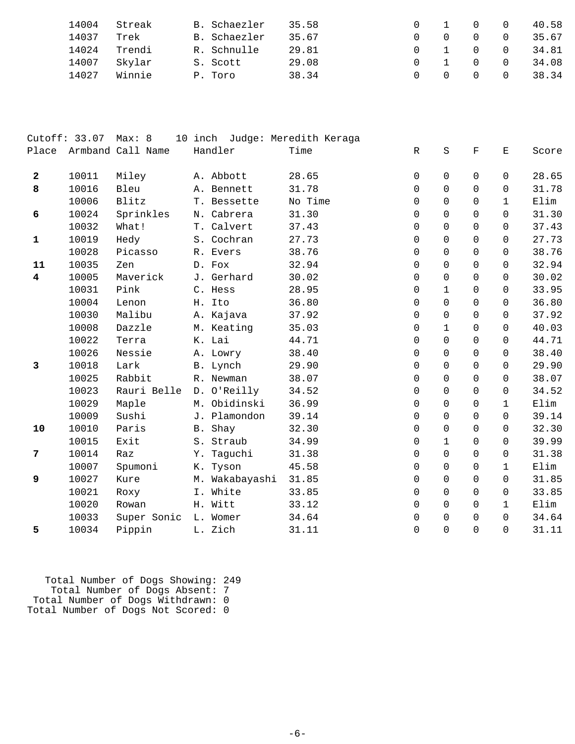| | | | | | | | | | |
|---|---|---|---|---|---|---|---|---|---|
| | 14004 | Streak | B. Schaezler | 35.58 | 0 | 1 | 0 | 0 | 40.58 |
| | 14037 | Trek | B. Schaezler | 35.67 | 0 | 0 | 0 | 0 | 35.67 |
| | 14024 | Trendi | R. Schnulle | 29.81 | 0 | 1 | 0 | 0 | 34.81 |
| | 14007 | Skylar | S. Scott | 29.08 | 0 | 1 | 0 | 0 | 34.08 |
| | 14027 | Winnie | P. Toro | 38.34 | 0 | 0 | 0 | 0 | 38.34 |

Cutoff: 33.07 Max: 8 10 inch Judge: Meredith Keraga

| Place | Armband | Call Name | Handler | Time | R | S | F | E | Score |
|---|---|---|---|---|---|---|---|---|---|
| **2** | 10011 | Miley | A. Abbott | 28.65 | 0 | 0 | 0 | 0 | 28.65 |
| **8** | 10016 | Bleu | A. Bennett | 31.78 | 0 | 0 | 0 | 0 | 31.78 |
| | 10006 | Blitz | T. Bessette | No Time | 0 | 0 | 0 | 1 | Elim |
| **6** | 10024 | Sprinkles | N. Cabrera | 31.30 | 0 | 0 | 0 | 0 | 31.30 |
| | 10032 | What! | T. Calvert | 37.43 | 0 | 0 | 0 | 0 | 37.43 |
| **1** | 10019 | Hedy | S. Cochran | 27.73 | 0 | 0 | 0 | 0 | 27.73 |
| | 10028 | Picasso | R. Evers | 38.76 | 0 | 0 | 0 | 0 | 38.76 |
| **11** | 10035 | Zen | D. Fox | 32.94 | 0 | 0 | 0 | 0 | 32.94 |
| **4** | 10005 | Maverick | J. Gerhard | 30.02 | 0 | 0 | 0 | 0 | 30.02 |
| | 10031 | Pink | C. Hess | 28.95 | 0 | 1 | 0 | 0 | 33.95 |
| | 10004 | Lenon | H. Ito | 36.80 | 0 | 0 | 0 | 0 | 36.80 |
| | 10030 | Malibu | A. Kajava | 37.92 | 0 | 0 | 0 | 0 | 37.92 |
| | 10008 | Dazzle | M. Keating | 35.03 | 0 | 1 | 0 | 0 | 40.03 |
| | 10022 | Terra | K. Lai | 44.71 | 0 | 0 | 0 | 0 | 44.71 |
| | 10026 | Nessie | A. Lowry | 38.40 | 0 | 0 | 0 | 0 | 38.40 |
| **3** | 10018 | Lark | B. Lynch | 29.90 | 0 | 0 | 0 | 0 | 29.90 |
| | 10025 | Rabbit | R. Newman | 38.07 | 0 | 0 | 0 | 0 | 38.07 |
| | 10023 | Rauri Belle | D. O'Reilly | 34.52 | 0 | 0 | 0 | 0 | 34.52 |
| | 10029 | Maple | M. Obidinski | 36.99 | 0 | 0 | 0 | 1 | Elim |
| | 10009 | Sushi | J. Plamondon | 39.14 | 0 | 0 | 0 | 0 | 39.14 |
| **10** | 10010 | Paris | B. Shay | 32.30 | 0 | 0 | 0 | 0 | 32.30 |
| | 10015 | Exit | S. Straub | 34.99 | 0 | 1 | 0 | 0 | 39.99 |
| **7** | 10014 | Raz | Y. Taguchi | 31.38 | 0 | 0 | 0 | 0 | 31.38 |
| | 10007 | Spumoni | K. Tyson | 45.58 | 0 | 0 | 0 | 1 | Elim |
| **9** | 10027 | Kure | M. Wakabayashi | 31.85 | 0 | 0 | 0 | 0 | 31.85 |
| | 10021 | Roxy | I. White | 33.85 | 0 | 0 | 0 | 0 | 33.85 |
| | 10020 | Rowan | H. Witt | 33.12 | 0 | 0 | 0 | 1 | Elim |
| | 10033 | Super Sonic | L. Womer | 34.64 | 0 | 0 | 0 | 0 | 34.64 |
| **5** | 10034 | Pippin | L. Zich | 31.11 | 0 | 0 | 0 | 0 | 31.11 |

Total Number of Dogs Showing: 249
Total Number of Dogs Absent: 7
Total Number of Dogs Withdrawn: 0
Total Number of Dogs Not Scored: 0